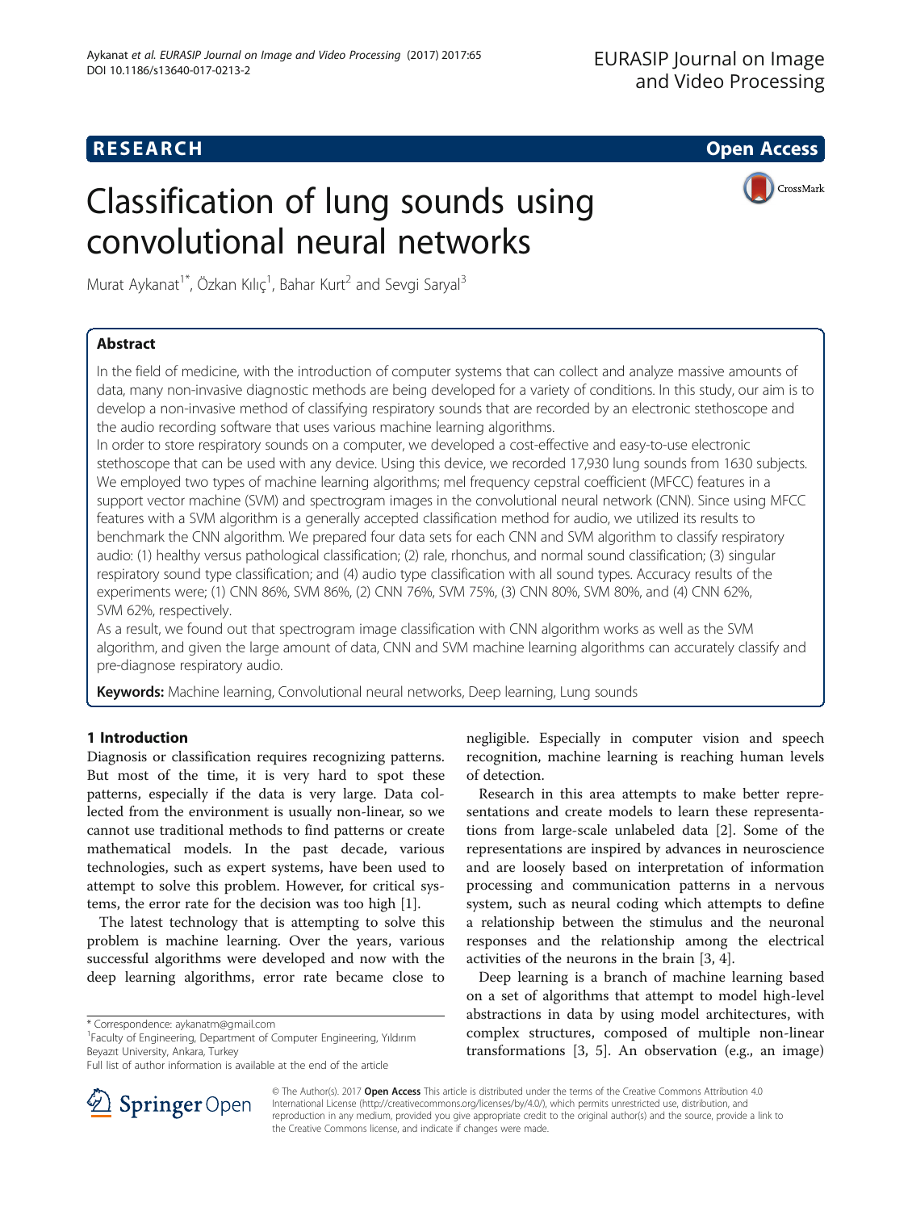RESEARCH Open Access

# Classification of lung sounds using convolutional neural networks

Murat Aykanat[1*], Özkan Kılıç[1], Bahar Kurt[2] and Sevgi Saryal[3]

## Abstract

In the field of medicine, with the introduction of computer systems that can collect and analyze massive amounts of data, many non-invasive diagnostic methods are being developed for a variety of conditions. In this study, our aim is to develop a non-invasive method of classifying respiratory sounds that are recorded by an electronic stethoscope and the audio recording software that uses various machine learning algorithms.

In order to store respiratory sounds on a computer, we developed a cost-effective and easy-to-use electronic stethoscope that can be used with any device. Using this device, we recorded 17,930 lung sounds from 1630 subjects. We employed two types of machine learning algorithms; mel frequency cepstral coefficient (MFCC) features in a support vector machine (SVM) and spectrogram images in the convolutional neural network (CNN). Since using MFCC features with a SVM algorithm is a generally accepted classification method for audio, we utilized its results to benchmark the CNN algorithm. We prepared four data sets for each CNN and SVM algorithm to classify respiratory audio: (1) healthy versus pathological classification; (2) rale, rhonchus, and normal sound classification; (3) singular respiratory sound type classification; and (4) audio type classification with all sound types. Accuracy results of the experiments were; (1) CNN 86%, SVM 86%, (2) CNN 76%, SVM 75%, (3) CNN 80%, SVM 80%, and (4) CNN 62%, SVM 62%, respectively.

As a result, we found out that spectrogram image classification with CNN algorithm works as well as the SVM algorithm, and given the large amount of data, CNN and SVM machine learning algorithms can accurately classify and pre-diagnose respiratory audio.

**Keywords:** Machine learning, Convolutional neural networks, Deep learning, Lung sounds

## 1 Introduction

Diagnosis or classification requires recognizing patterns. But most of the time, it is very hard to spot these patterns, especially if the data is very large. Data collected from the environment is usually non-linear, so we cannot use traditional methods to find patterns or create mathematical models. In the past decade, various technologies, such as expert systems, have been used to attempt to solve this problem. However, for critical systems, the error rate for the decision was too high [1].

The latest technology that is attempting to solve this problem is machine learning. Over the years, various successful algorithms were developed and now with the deep learning algorithms, error rate became close to negligible. Especially in computer vision and speech recognition, machine learning is reaching human levels of detection.

Research in this area attempts to make better representations and create models to learn these representations from large-scale unlabeled data [2]. Some of the representations are inspired by advances in neuroscience and are loosely based on interpretation of information processing and communication patterns in a nervous system, such as neural coding which attempts to define a relationship between the stimulus and the neuronal responses and the relationship among the electrical activities of the neurons in the brain [3, 4].

Deep learning is a branch of machine learning based on a set of algorithms that attempt to model high-level abstractions in data by using model architectures, with complex structures, composed of multiple non-linear transformations [3, 5]. An observation (e.g., an image)

* Correspondence: aykanatm@gmail.com
[1]Faculty of Engineering, Department of Computer Engineering, Yıldırım Beyazıt University, Ankara, Turkey
Full list of author information is available at the end of the article

© The Author(s). 2017 **Open Access** This article is distributed under the terms of the Creative Commons Attribution 4.0 International License (http://creativecommons.org/licenses/by/4.0/), which permits unrestricted use, distribution, and reproduction in any medium, provided you give appropriate credit to the original author(s) and the source, provide a link to the Creative Commons license, and indicate if changes were made.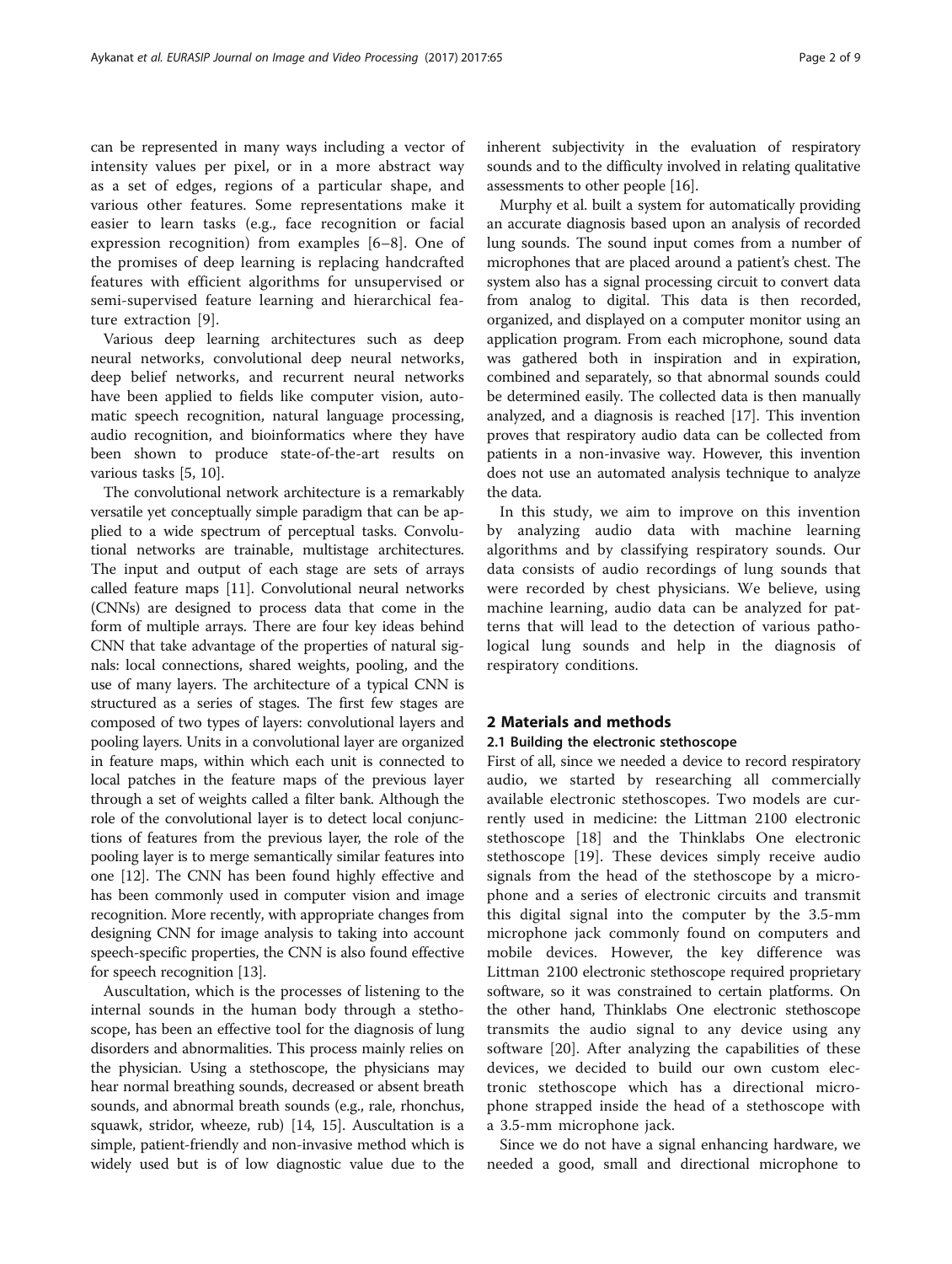can be represented in many ways including a vector of intensity values per pixel, or in a more abstract way as a set of edges, regions of a particular shape, and various other features. Some representations make it easier to learn tasks (e.g., face recognition or facial expression recognition) from examples [6–8]. One of the promises of deep learning is replacing handcrafted features with efficient algorithms for unsupervised or semi-supervised feature learning and hierarchical feature extraction [9].

Various deep learning architectures such as deep neural networks, convolutional deep neural networks, deep belief networks, and recurrent neural networks have been applied to fields like computer vision, automatic speech recognition, natural language processing, audio recognition, and bioinformatics where they have been shown to produce state-of-the-art results on various tasks [5, 10].

The convolutional network architecture is a remarkably versatile yet conceptually simple paradigm that can be applied to a wide spectrum of perceptual tasks. Convolutional networks are trainable, multistage architectures. The input and output of each stage are sets of arrays called feature maps [11]. Convolutional neural networks (CNNs) are designed to process data that come in the form of multiple arrays. There are four key ideas behind CNN that take advantage of the properties of natural signals: local connections, shared weights, pooling, and the use of many layers. The architecture of a typical CNN is structured as a series of stages. The first few stages are composed of two types of layers: convolutional layers and pooling layers. Units in a convolutional layer are organized in feature maps, within which each unit is connected to local patches in the feature maps of the previous layer through a set of weights called a filter bank. Although the role of the convolutional layer is to detect local conjunctions of features from the previous layer, the role of the pooling layer is to merge semantically similar features into one [12]. The CNN has been found highly effective and has been commonly used in computer vision and image recognition. More recently, with appropriate changes from designing CNN for image analysis to taking into account speech-specific properties, the CNN is also found effective for speech recognition [13].

Auscultation, which is the processes of listening to the internal sounds in the human body through a stethoscope, has been an effective tool for the diagnosis of lung disorders and abnormalities. This process mainly relies on the physician. Using a stethoscope, the physicians may hear normal breathing sounds, decreased or absent breath sounds, and abnormal breath sounds (e.g., rale, rhonchus, squawk, stridor, wheeze, rub) [14, 15]. Auscultation is a simple, patient-friendly and non-invasive method which is widely used but is of low diagnostic value due to the inherent subjectivity in the evaluation of respiratory sounds and to the difficulty involved in relating qualitative assessments to other people [16].

Murphy et al. built a system for automatically providing an accurate diagnosis based upon an analysis of recorded lung sounds. The sound input comes from a number of microphones that are placed around a patient's chest. The system also has a signal processing circuit to convert data from analog to digital. This data is then recorded, organized, and displayed on a computer monitor using an application program. From each microphone, sound data was gathered both in inspiration and in expiration, combined and separately, so that abnormal sounds could be determined easily. The collected data is then manually analyzed, and a diagnosis is reached [17]. This invention proves that respiratory audio data can be collected from patients in a non-invasive way. However, this invention does not use an automated analysis technique to analyze the data.

In this study, we aim to improve on this invention by analyzing audio data with machine learning algorithms and by classifying respiratory sounds. Our data consists of audio recordings of lung sounds that were recorded by chest physicians. We believe, using machine learning, audio data can be analyzed for patterns that will lead to the detection of various pathological lung sounds and help in the diagnosis of respiratory conditions.

## 2 Materials and methods

### 2.1 Building the electronic stethoscope

First of all, since we needed a device to record respiratory audio, we started by researching all commercially available electronic stethoscopes. Two models are currently used in medicine: the Littman 2100 electronic stethoscope [18] and the Thinklabs One electronic stethoscope [19]. These devices simply receive audio signals from the head of the stethoscope by a microphone and a series of electronic circuits and transmit this digital signal into the computer by the 3.5-mm microphone jack commonly found on computers and mobile devices. However, the key difference was Littman 2100 electronic stethoscope required proprietary software, so it was constrained to certain platforms. On the other hand, Thinklabs One electronic stethoscope transmits the audio signal to any device using any software [20]. After analyzing the capabilities of these devices, we decided to build our own custom electronic stethoscope which has a directional microphone strapped inside the head of a stethoscope with a 3.5-mm microphone jack.

Since we do not have a signal enhancing hardware, we needed a good, small and directional microphone to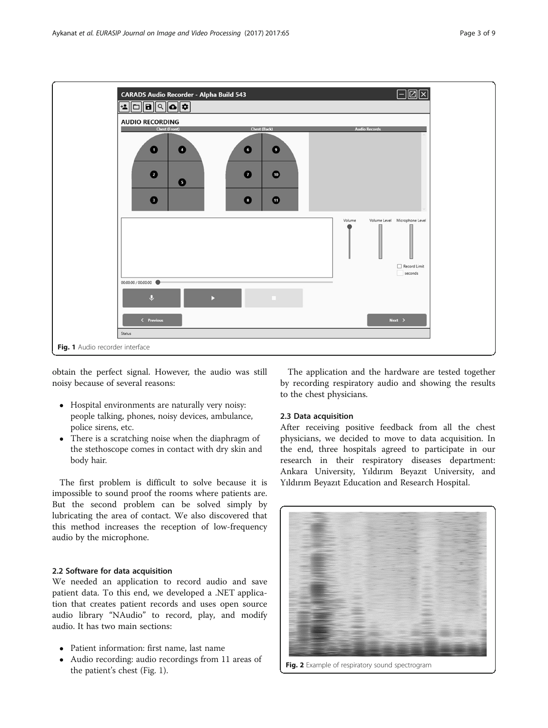Fig. 1 Audio recorder interface

obtain the perfect signal. However, the audio was still noisy because of several reasons:

- Hospital environments are naturally very noisy: people talking, phones, noisy devices, ambulance, police sirens, etc.
- There is a scratching noise when the diaphragm of the stethoscope comes in contact with dry skin and body hair.

The first problem is difficult to solve because it is impossible to sound proof the rooms where patients are. But the second problem can be solved simply by lubricating the area of contact. We also discovered that this method increases the reception of low-frequency audio by the microphone.

### 2.2 Software for data acquisition

We needed an application to record audio and save patient data. To this end, we developed a .NET application that creates patient records and uses open source audio library "NAudio" to record, play, and modify audio. It has two main sections:

- Patient information: first name, last name
- Audio recording: audio recordings from 11 areas of the patient's chest (Fig. 1).

The application and the hardware are tested together by recording respiratory audio and showing the results to the chest physicians.

### 2.3 Data acquisition

After receiving positive feedback from all the chest physicians, we decided to move to data acquisition. In the end, three hospitals agreed to participate in our research in their respiratory diseases department: Ankara University, Yıldırım Beyazıt University, and Yıldırım Beyazıt Education and Research Hospital.

Fig. 2 Example of respiratory sound spectrogram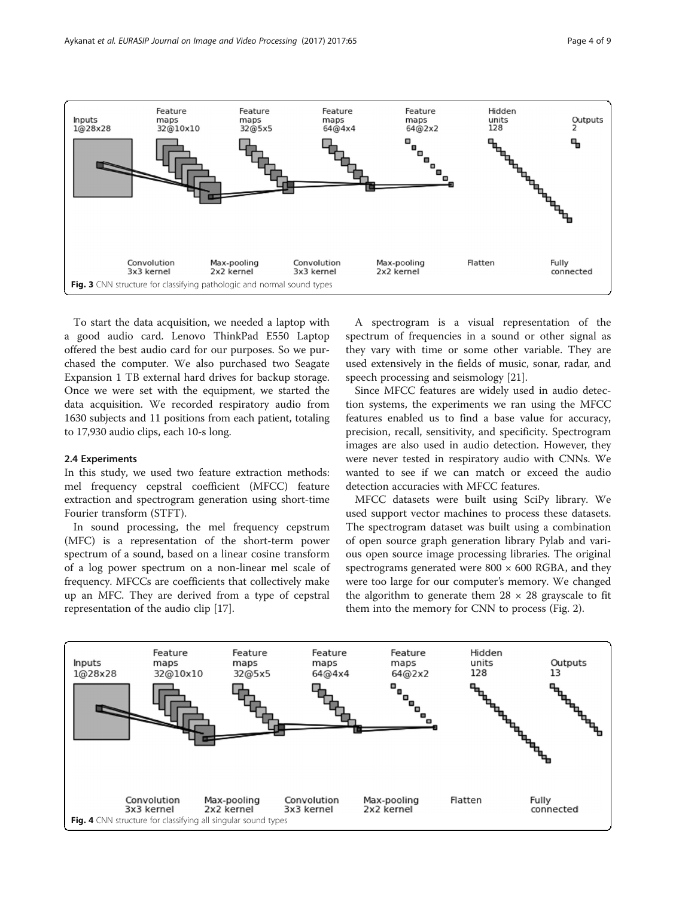Fig. 3 CNN structure for classifying pathologic and normal sound types

To start the data acquisition, we needed a laptop with a good audio card. Lenovo ThinkPad E550 Laptop offered the best audio card for our purposes. So we purchased the computer. We also purchased two Seagate Expansion 1 TB external hard drives for backup storage. Once we were set with the equipment, we started the data acquisition. We recorded respiratory audio from 1630 subjects and 11 positions from each patient, totaling to 17,930 audio clips, each 10-s long.

### 2.4 Experiments

In this study, we used two feature extraction methods: mel frequency cepstral coefficient (MFCC) feature extraction and spectrogram generation using short-time Fourier transform (STFT).

In sound processing, the mel frequency cepstrum (MFC) is a representation of the short-term power spectrum of a sound, based on a linear cosine transform of a log power spectrum on a non-linear mel scale of frequency. MFCCs are coefficients that collectively make up an MFC. They are derived from a type of cepstral representation of the audio clip [17].

A spectrogram is a visual representation of the spectrum of frequencies in a sound or other signal as they vary with time or some other variable. They are used extensively in the fields of music, sonar, radar, and speech processing and seismology [21].

Since MFCC features are widely used in audio detection systems, the experiments we ran using the MFCC features enabled us to find a base value for accuracy, precision, recall, sensitivity, and specificity. Spectrogram images are also used in audio detection. However, they were never tested in respiratory audio with CNNs. We wanted to see if we can match or exceed the audio detection accuracies with MFCC features.

MFCC datasets were built using SciPy library. We used support vector machines to process these datasets. The spectrogram dataset was built using a combination of open source graph generation library Pylab and various open source image processing libraries. The original spectrograms generated were $800 \times 600$ RGBA, and they were too large for our computer's memory. We changed the algorithm to generate them $28 \times 28$ grayscale to fit them into the memory for CNN to process (Fig. 2).

Fig. 4 CNN structure for classifying all singular sound types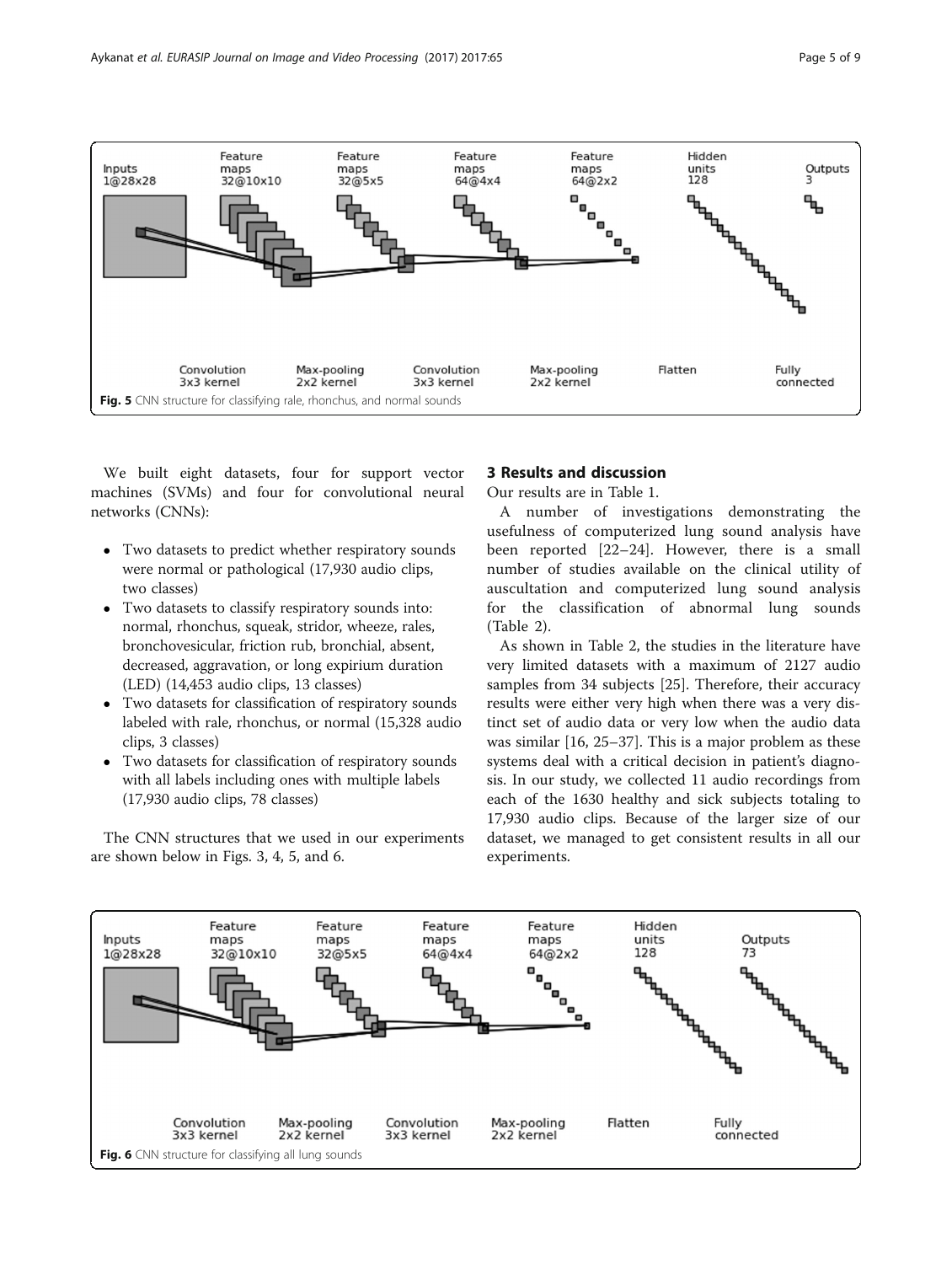Fig. 5 CNN structure for classifying rale, rhonchus, and normal sounds

We built eight datasets, four for support vector machines (SVMs) and four for convolutional neural networks (CNNs):

- Two datasets to predict whether respiratory sounds were normal or pathological (17,930 audio clips, two classes)
- Two datasets to classify respiratory sounds into: normal, rhonchus, squeak, stridor, wheeze, rales, bronchovesicular, friction rub, bronchial, absent, decreased, aggravation, or long expirium duration (LED) (14,453 audio clips, 13 classes)
- Two datasets for classification of respiratory sounds labeled with rale, rhonchus, or normal (15,328 audio clips, 3 classes)
- Two datasets for classification of respiratory sounds with all labels including ones with multiple labels (17,930 audio clips, 78 classes)

The CNN structures that we used in our experiments are shown below in Figs. 3, 4, 5, and 6.

## 3 Results and discussion

Our results are in Table 1.

A number of investigations demonstrating the usefulness of computerized lung sound analysis have been reported [22–24]. However, there is a small number of studies available on the clinical utility of auscultation and computerized lung sound analysis for the classification of abnormal lung sounds (Table 2).

As shown in Table 2, the studies in the literature have very limited datasets with a maximum of 2127 audio samples from 34 subjects [25]. Therefore, their accuracy results were either very high when there was a very distinct set of audio data or very low when the audio data was similar [16, 25–37]. This is a major problem as these systems deal with a critical decision in patient's diagnosis. In our study, we collected 11 audio recordings from each of the 1630 healthy and sick subjects totaling to 17,930 audio clips. Because of the larger size of our dataset, we managed to get consistent results in all our experiments.

Fig. 6 CNN structure for classifying all lung sounds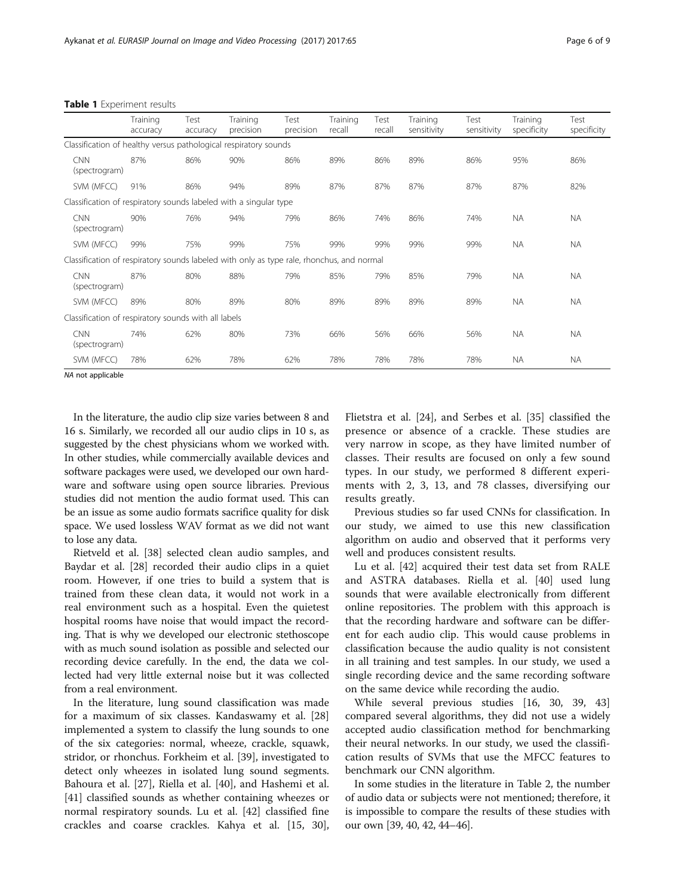**Table 1** Experiment results

| | Training accuracy | Test accuracy | Training precision | Test precision | Training recall | Test recall | Training sensitivity | Test sensitivity | Training specificity | Test specificity |
|---|---|---|---|---|---|---|---|---|---|---|
| Classification of healthy versus pathological respiratory sounds | | | | | | | | | | |
| CNN (spectrogram) | 87% | 86% | 90% | 86% | 89% | 86% | 89% | 86% | 95% | 86% |
| SVM (MFCC) | 91% | 86% | 94% | 89% | 87% | 87% | 87% | 87% | 87% | 82% |
| Classification of respiratory sounds labeled with a singular type | | | | | | | | | | |
| CNN (spectrogram) | 90% | 76% | 94% | 79% | 86% | 74% | 86% | 74% | NA | NA |
| SVM (MFCC) | 99% | 75% | 99% | 75% | 99% | 99% | 99% | 99% | NA | NA |
| Classification of respiratory sounds labeled with only as type rale, rhonchus, and normal | | | | | | | | | | |
| CNN (spectrogram) | 87% | 80% | 88% | 79% | 85% | 79% | 85% | 79% | NA | NA |
| SVM (MFCC) | 89% | 80% | 89% | 80% | 89% | 89% | 89% | 89% | NA | NA |
| Classification of respiratory sounds with all labels | | | | | | | | | | |
| CNN (spectrogram) | 74% | 62% | 80% | 73% | 66% | 56% | 66% | 56% | NA | NA |
| SVM (MFCC) | 78% | 62% | 78% | 62% | 78% | 78% | 78% | 78% | NA | NA |

*NA* not applicable

In the literature, the audio clip size varies between 8 and 16 s. Similarly, we recorded all our audio clips in 10 s, as suggested by the chest physicians whom we worked with. In other studies, while commercially available devices and software packages were used, we developed our own hardware and software using open source libraries. Previous studies did not mention the audio format used. This can be an issue as some audio formats sacrifice quality for disk space. We used lossless WAV format as we did not want to lose any data.

Rietveld et al. [38] selected clean audio samples, and Baydar et al. [28] recorded their audio clips in a quiet room. However, if one tries to build a system that is trained from these clean data, it would not work in a real environment such as a hospital. Even the quietest hospital rooms have noise that would impact the recording. That is why we developed our electronic stethoscope with as much sound isolation as possible and selected our recording device carefully. In the end, the data we collected had very little external noise but it was collected from a real environment.

In the literature, lung sound classification was made for a maximum of six classes. Kandaswamy et al. [28] implemented a system to classify the lung sounds to one of the six categories: normal, wheeze, crackle, squawk, stridor, or rhonchus. Forkheim et al. [39], investigated to detect only wheezes in isolated lung sound segments. Bahoura et al. [27], Riella et al. [40], and Hashemi et al. [41] classified sounds as whether containing wheezes or normal respiratory sounds. Lu et al. [42] classified fine crackles and coarse crackles. Kahya et al. [15, 30], Flietstra et al. [24], and Serbes et al. [35] classified the presence or absence of a crackle. These studies are very narrow in scope, as they have limited number of classes. Their results are focused on only a few sound types. In our study, we performed 8 different experiments with 2, 3, 13, and 78 classes, diversifying our results greatly.

Previous studies so far used CNNs for classification. In our study, we aimed to use this new classification algorithm on audio and observed that it performs very well and produces consistent results.

Lu et al. [42] acquired their test data set from RALE and ASTRA databases. Riella et al. [40] used lung sounds that were available electronically from different online repositories. The problem with this approach is that the recording hardware and software can be different for each audio clip. This would cause problems in classification because the audio quality is not consistent in all training and test samples. In our study, we used a single recording device and the same recording software on the same device while recording the audio.

While several previous studies [16, 30, 39, 43] compared several algorithms, they did not use a widely accepted audio classification method for benchmarking their neural networks. In our study, we used the classification results of SVMs that use the MFCC features to benchmark our CNN algorithm.

In some studies in the literature in Table 2, the number of audio data or subjects were not mentioned; therefore, it is impossible to compare the results of these studies with our own [39, 40, 42, 44–46].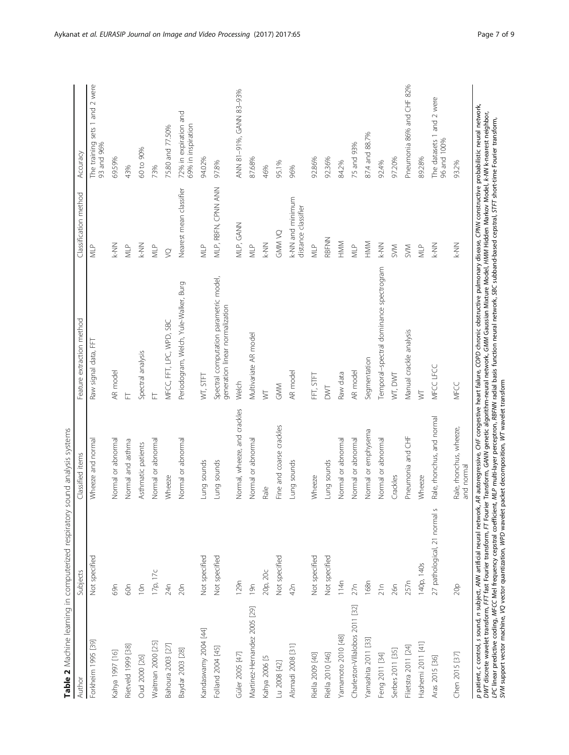**Table 2** Machine learning in computerized respiratory sound analysis systems

| Author | Subjects | Classified items | Feature extraction method | Classification method | Accuracy |
|---|---|---|---|---|---|
| Forkheim 1995 [39] | Not specified | Wheeze and normal | Raw signal data, FFT | MLP | The training sets 1 and 2 were 93 and 96% |
| Kahya 1997 [16] | 69n | Normal or abnormal | AR model | k-NN | 69.59% |
| Rietveld 1999 [38] | 60n | Normal and asthma | FT | MLP | 43% |
| Oud 2000 [26] | 10n | Asthmatic patients | Spectral analysis | k-NN | 60 to 90% |
| Waitman 2000 [25] | 17p, 17c | Normal or abnormal | FT | MLP | 73% |
| Bahoura 2003 [27] | 24n | Wheeze | MFCC, FFT, LPC, WPD, SBC | VQ | 75.80 and 77.50% |
| Baydar 2003 [28] | 20n | Normal or abnormal | Periodogram, Welch, Yule-Walker, Burg | Nearest mean classifier | 72% in expiration and 69% in inspiration |
| Kandaswamy 2004 [44] | Not specified | Lung sounds | WT, STFT | MLP | 94.02% |
| Folland 2004 [45] | Not specified | Lung sounds | Spectral computation parametric model, generation linear normalization | MLP, RBFN, CPNN ANN | 97.8% |
| Güler 2005 [47] | 129n | Normal, wheeze, and crackles | Welch | MLP, GANN | ANN 81–91%, GANN 83–93% |
| Martinez-Hernandez 2005 [29] | 19n | Normal or abnormal | Multivariate AR model | MLP | 87.68% |
| Kahya 2006 [5 | 20p, 20c | Rale | WT | k-NN | 46% |
| Lu 2008 [42] | Not specified | Fine and coarse crackles | GMM | GMM VQ | 95.1% |
| Alsmadi 2008 [31] | 42n | Lung sounds | AR model | k-NN and minimum distance classifier | 96% |
| Riella 2009 [40] | Not specified | Wheeze | FFT, STFT | MLP | 92.86% |
| Riella 2010 [46] | Not specified | Lung sounds | DWT | RBFNN | 92.36% |
| Yamamoto 2010 [48] | 114n | Normal or abnormal | Raw data | HMM | 84.2% |
| Charleston-Villalobos 2011 [32] | 27n | Normal or abnormal | AR model | MLP | 75 and 93% |
| Yamashita 2011 [33] | 168n | Normal or emphysema | Segmentation | HMM | 87.4 and 88.7% |
| Feng 2011 [34] | 21n | Normal or abnormal | Temporal–spectral dominance spectrogram | k-NN | 92.4% |
| Serbes 2011 [35] | 26n | Crackles | WT, DWT | SVM | 97.20% |
| Flietstra 2011 [24] | 257n | Pneumonia and CHF | Manual crackle analysis | SVM | Pneumonia 86% and CHF 82% |
| Hashemi 2011 [41] | 140p, 140s | Wheeze | WT | MLP | 89.28% |
| Aras 2015 [36] | 27 pathological, 21 normal s | Rale, rhonchus, and normal | MFCC LFCC | k-NN | The datasets 1 and 2 were 96 and 100% |
| Chen 2015 [37] | 20p | Rale, rhonchus, wheeze, and normal | MFCC | k-NN | 93.2% |

*p* patient, *c* control, *s* sound, *n* subject, *ANN* artificial neural network, *AR* autoregressive, *CHF* congestive heart failure, *COPD* chronic obstructive pulmonary disease, *CPNN* constructive probabilistic neural network, *DWT* discrete wavelet transform, *FFT* fast Fourier transform, *FT* Fourier Transform, *GANN* genetic algorithm-neural network, *GMM* Gaussian Mixture Model, *HMM* Hidden Markov Model, *k-NN* k-nearest neighbor, *LPC* linear predictive coding, *MFCC* Mel frequency cepstral coefficient, *MLP* multi-layer perceptron, *RBFNN* radial basis function neural network, *SBC* subband-based cepstral, *STFT* short-time Fourier transform, *SVM* support vector machine, *VQ* vector quantization, *WPD* wavelet packet decomposition, *WT* wavelet transform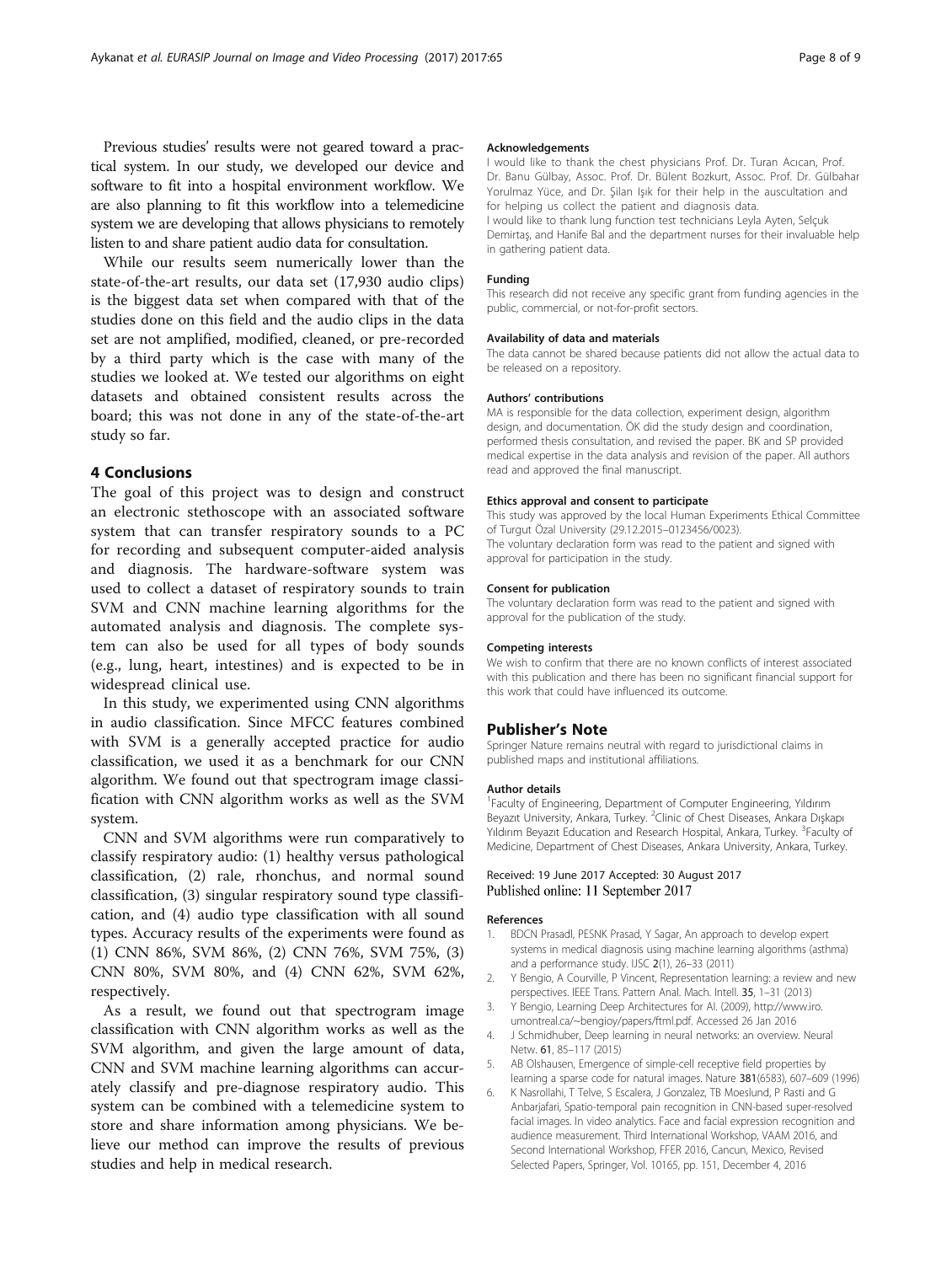Previous studies' results were not geared toward a practical system. In our study, we developed our device and software to fit into a hospital environment workflow. We are also planning to fit this workflow into a telemedicine system we are developing that allows physicians to remotely listen to and share patient audio data for consultation.

While our results seem numerically lower than the state-of-the-art results, our data set (17,930 audio clips) is the biggest data set when compared with that of the studies done on this field and the audio clips in the data set are not amplified, modified, cleaned, or pre-recorded by a third party which is the case with many of the studies we looked at. We tested our algorithms on eight datasets and obtained consistent results across the board; this was not done in any of the state-of-the-art study so far.

## 4 Conclusions

The goal of this project was to design and construct an electronic stethoscope with an associated software system that can transfer respiratory sounds to a PC for recording and subsequent computer-aided analysis and diagnosis. The hardware-software system was used to collect a dataset of respiratory sounds to train SVM and CNN machine learning algorithms for the automated analysis and diagnosis. The complete system can also be used for all types of body sounds (e.g., lung, heart, intestines) and is expected to be in widespread clinical use.

In this study, we experimented using CNN algorithms in audio classification. Since MFCC features combined with SVM is a generally accepted practice for audio classification, we used it as a benchmark for our CNN algorithm. We found out that spectrogram image classification with CNN algorithm works as well as the SVM system.

CNN and SVM algorithms were run comparatively to classify respiratory audio: (1) healthy versus pathological classification, (2) rale, rhonchus, and normal sound classification, (3) singular respiratory sound type classification, and (4) audio type classification with all sound types. Accuracy results of the experiments were found as (1) CNN 86%, SVM 86%, (2) CNN 76%, SVM 75%, (3) CNN 80%, SVM 80%, and (4) CNN 62%, SVM 62%, respectively.

As a result, we found out that spectrogram image classification with CNN algorithm works as well as the SVM algorithm, and given the large amount of data, CNN and SVM machine learning algorithms can accurately classify and pre-diagnose respiratory audio. This system can be combined with a telemedicine system to store and share information among physicians. We believe our method can improve the results of previous studies and help in medical research.

#### Acknowledgements

I would like to thank the chest physicians Prof. Dr. Turan Acıcan, Prof. Dr. Banu Gülbay, Assoc. Prof. Dr. Bülent Bozkurt, Assoc. Prof. Dr. Gülbahar Yorulmaz Yüce, and Dr. Şilan Işık for their help in the auscultation and for helping us collect the patient and diagnosis data.
I would like to thank lung function test technicians Leyla Ayten, Selçuk Demirtaş, and Hanife Bal and the department nurses for their invaluable help in gathering patient data.

#### Funding

This research did not receive any specific grant from funding agencies in the public, commercial, or not-for-profit sectors.

#### Availability of data and materials

The data cannot be shared because patients did not allow the actual data to be released on a repository.

#### Authors' contributions

MA is responsible for the data collection, experiment design, algorithm design, and documentation. ÖK did the study design and coordination, performed thesis consultation, and revised the paper. BK and SP provided medical expertise in the data analysis and revision of the paper. All authors read and approved the final manuscript.

#### Ethics approval and consent to participate

This study was approved by the local Human Experiments Ethical Committee of Turgut Özal University (29.12.2015–0123456/0023).
The voluntary declaration form was read to the patient and signed with approval for participation in the study.

#### Consent for publication

The voluntary declaration form was read to the patient and signed with approval for the publication of the study.

#### Competing interests

We wish to confirm that there are no known conflicts of interest associated with this publication and there has been no significant financial support for this work that could have influenced its outcome.

### Publisher's Note

Springer Nature remains neutral with regard to jurisdictional claims in published maps and institutional affiliations.

#### Author details

[1]Faculty of Engineering, Department of Computer Engineering, Yıldırım Beyazıt University, Ankara, Turkey. [2]Clinic of Chest Diseases, Ankara Dışkapı Yıldırım Beyazıt Education and Research Hospital, Ankara, Turkey. [3]Faculty of Medicine, Department of Chest Diseases, Ankara University, Ankara, Turkey.

Received: 19 June 2017 Accepted: 30 August 2017
Published online: 11 September 2017

#### References

1. BDCN Prasadl, PESNK Prasad, Y Sagar, An approach to develop expert systems in medical diagnosis using machine learning algorithms (asthma) and a performance study. IJSC **2**(1), 26–33 (2011)
2. Y Bengio, A Courville, P Vincent, Representation learning: a review and new perspectives. IEEE Trans. Pattern Anal. Mach. Intell. **35**, 1–31 (2013)
3. Y Bengio, Learning Deep Architectures for AI. (2009), http://www.iro.umontreal.ca/~bengioy/papers/ftml.pdf. Accessed 26 Jan 2016
4. J Schmidhuber, Deep learning in neural networks: an overview. Neural Netw. **61**, 85–117 (2015)
5. AB Olshausen, Emergence of simple-cell receptive field properties by learning a sparse code for natural images. Nature **381**(6583), 607–609 (1996)
6. K Nasrollahi, T Telve, S Escalera, J Gonzalez, TB Moeslund, P Rasti and G Anbarjafari, Spatio-temporal pain recognition in CNN-based super-resolved facial images. In video analytics. Face and facial expression recognition and audience measurement. Third International Workshop, VAAM 2016, and Second International Workshop, FFER 2016, Cancun, Mexico, Revised Selected Papers, Springer, Vol. 10165, pp. 151, December 4, 2016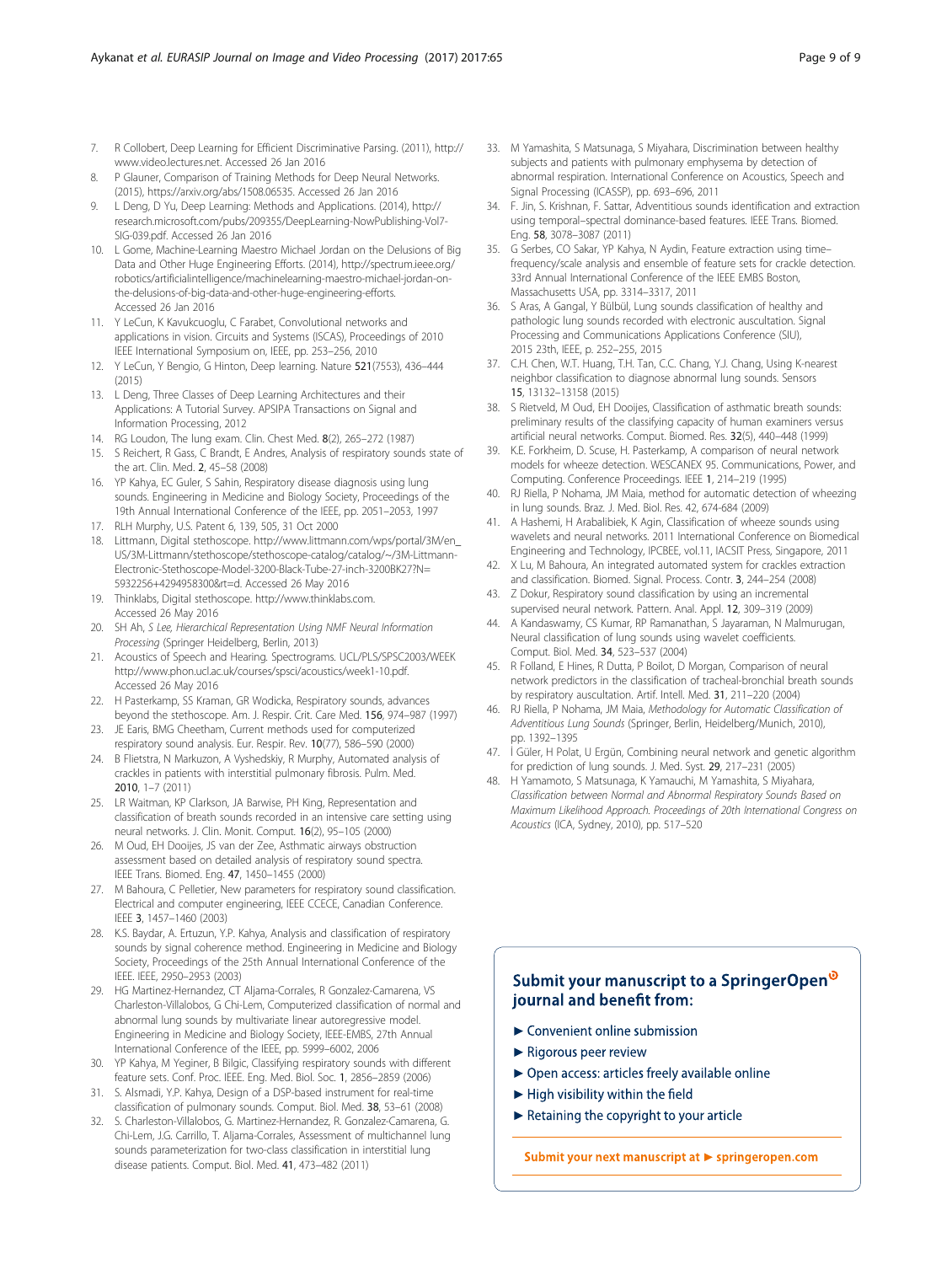7. R Collobert, Deep Learning for Efficient Discriminative Parsing. (2011), http://www.video.lectures.net. Accessed 26 Jan 2016
8. P Glauner, Comparison of Training Methods for Deep Neural Networks. (2015), https://arxiv.org/abs/1508.06535. Accessed 26 Jan 2016
9. L Deng, D Yu, Deep Learning: Methods and Applications. (2014), http://research.microsoft.com/pubs/209355/DeepLearning-NowPublishing-Vol7-SIG-039.pdf. Accessed 26 Jan 2016
10. L Gome, Machine-Learning Maestro Michael Jordan on the Delusions of Big Data and Other Huge Engineering Efforts. (2014), http://spectrum.ieee.org/robotics/artificialintelligence/machinelearning-maestro-michael-jordan-on-the-delusions-of-big-data-and-other-huge-engineering-efforts. Accessed 26 Jan 2016
11. Y LeCun, K Kavukcuoglu, C Farabet, Convolutional networks and applications in vision. Circuits and Systems (ISCAS), Proceedings of 2010 IEEE International Symposium on, IEEE, pp. 253–256, 2010
12. Y LeCun, Y Bengio, G Hinton, Deep learning. Nature **521**(7553), 436–444 (2015)
13. L Deng, Three Classes of Deep Learning Architectures and their Applications: A Tutorial Survey. APSIPA Transactions on Signal and Information Processing, 2012
14. RG Loudon, The lung exam. Clin. Chest Med. **8**(2), 265–272 (1987)
15. S Reichert, R Gass, C Brandt, E Andres, Analysis of respiratory sounds state of the art. Clin. Med. **2**, 45–58 (2008)
16. YP Kahya, EC Guler, S Sahin, Respiratory disease diagnosis using lung sounds. Engineering in Medicine and Biology Society, Proceedings of the 19th Annual International Conference of the IEEE, pp. 2051–2053, 1997
17. RLH Murphy, U.S. Patent 6, 139, 505, 31 Oct 2000
18. Littmann, Digital stethoscope. http://www.littmann.com/wps/portal/3M/en_US/3M-Littmann/stethoscope/stethoscope-catalog/catalog/~/3M-Littmann-Electronic-Stethoscope-Model-3200-Black-Tube-27-inch-3200BK27?N=5932256+4294958300&rt=d. Accessed 26 May 2016
19. Thinklabs, Digital stethoscope. http://www.thinklabs.com. Accessed 26 May 2016
20. SH Ah, *S Lee, Hierarchical Representation Using NMF Neural Information Processing* (Springer Heidelberg, Berlin, 2013)
21. Acoustics of Speech and Hearing. Spectrograms. UCL/PLS/SPSC2003/WEEK http://www.phon.ucl.ac.uk/courses/spsci/acoustics/week1-10.pdf. Accessed 26 May 2016
22. H Pasterkamp, SS Kraman, GR Wodicka, Respiratory sounds, advances beyond the stethoscope. Am. J. Respir. Crit. Care Med. **156**, 974–987 (1997)
23. JE Earis, BMG Cheetham, Current methods used for computerized respiratory sound analysis. Eur. Respir. Rev. **10**(77), 586–590 (2000)
24. B Flietstra, N Markuzon, A Vyshedskiy, R Murphy, Automated analysis of crackles in patients with interstitial pulmonary fibrosis. Pulm. Med. **2010**, 1–7 (2011)
25. LR Waitman, KP Clarkson, JA Barwise, PH King, Representation and classification of breath sounds recorded in an intensive care setting using neural networks. J. Clin. Monit. Comput. **16**(2), 95–105 (2000)
26. M Oud, EH Dooijes, JS van der Zee, Asthmatic airways obstruction assessment based on detailed analysis of respiratory sound spectra. IEEE Trans. Biomed. Eng. **47**, 1450–1455 (2000)
27. M Bahoura, C Pelletier, New parameters for respiratory sound classification. Electrical and computer engineering, IEEE CCECE, Canadian Conference. IEEE **3**, 1457–1460 (2003)
28. K.S. Baydar, A. Ertuzun, Y.P. Kahya, Analysis and classification of respiratory sounds by signal coherence method. Engineering in Medicine and Biology Society, Proceedings of the 25th Annual International Conference of the IEEE. IEEE, 2950–2953 (2003)
29. HG Martinez-Hernandez, CT Aljama-Corrales, R Gonzalez-Camarena, VS Charleston-Villalobos, G Chi-Lem, Computerized classification of normal and abnormal lung sounds by multivariate linear autoregressive model. Engineering in Medicine and Biology Society, IEEE-EMBS, 27th Annual International Conference of the IEEE, pp. 5999–6002, 2006
30. YP Kahya, M Yeginer, B Bilgic, Classifying respiratory sounds with different feature sets. Conf. Proc. IEEE. Eng. Med. Biol. Soc. **1**, 2856–2859 (2006)
31. S. Alsmadi, Y.P. Kahya, Design of a DSP-based instrument for real-time classification of pulmonary sounds. Comput. Biol. Med. **38**, 53–61 (2008)
32. S. Charleston-Villalobos, G. Martinez-Hernandez, R. Gonzalez-Camarena, G. Chi-Lem, J.G. Carrillo, T. Aljama-Corrales, Assessment of multichannel lung sounds parameterization for two-class classification in interstitial lung disease patients. Comput. Biol. Med. **41**, 473–482 (2011)
33. M Yamashita, S Matsunaga, S Miyahara, Discrimination between healthy subjects and patients with pulmonary emphysema by detection of abnormal respiration. International Conference on Acoustics, Speech and Signal Processing (ICASSP), pp. 693–696, 2011
34. F. Jin, S. Krishnan, F. Sattar, Adventitious sounds identification and extraction using temporal–spectral dominance-based features. IEEE Trans. Biomed. Eng. **58**, 3078–3087 (2011)
35. G Serbes, CO Sakar, YP Kahya, N Aydin, Feature extraction using time–frequency/scale analysis and ensemble of feature sets for crackle detection. 33rd Annual International Conference of the IEEE EMBS Boston, Massachusetts USA, pp. 3314–3317, 2011
36. S Aras, A Gangal, Y Bülbül, Lung sounds classification of healthy and pathologic lung sounds recorded with electronic auscultation. Signal Processing and Communications Applications Conference (SIU), 2015 23th, IEEE, p. 252–255, 2015
37. C.H. Chen, W.T. Huang, T.H. Tan, C.C. Chang, Y.J. Chang, Using K-nearest neighbor classification to diagnose abnormal lung sounds. Sensors **15**, 13132–13158 (2015)
38. S Rietveld, M Oud, EH Dooijes, Classification of asthmatic breath sounds: preliminary results of the classifying capacity of human examiners versus artificial neural networks. Comput. Biomed. Res. **32**(5), 440–448 (1999)
39. K.E. Forkheim, D. Scuse, H. Pasterkamp, A comparison of neural network models for wheeze detection. WESCANEX 95. Communications, Power, and Computing. Conference Proceedings. IEEE **1**, 214–219 (1995)
40. RJ Riella, P Nohama, JM Maia, method for automatic detection of wheezing in lung sounds. Braz. J. Med. Biol. Res. 42, 674-684 (2009)
41. A Hashemi, H Arabalibiek, K Agin, Classification of wheeze sounds using wavelets and neural networks. 2011 International Conference on Biomedical Engineering and Technology, IPCBEE, vol.11, IACSIT Press, Singapore, 2011
42. X Lu, M Bahoura, An integrated automated system for crackles extraction and classification. Biomed. Signal. Process. Contr. **3**, 244–254 (2008)
43. Z Dokur, Respiratory sound classification by using an incremental supervised neural network. Pattern. Anal. Appl. **12**, 309–319 (2009)
44. A Kandaswamy, CS Kumar, RP Ramanathan, S Jayaraman, N Malmurugan, Neural classification of lung sounds using wavelet coefficients. Comput. Biol. Med. **34**, 523–537 (2004)
45. R Folland, E Hines, R Dutta, P Boilot, D Morgan, Comparison of neural network predictors in the classification of tracheal-bronchial breath sounds by respiratory auscultation. Artif. Intell. Med. **31**, 211–220 (2004)
46. RJ Riella, P Nohama, JM Maia, *Methodology for Automatic Classification of Adventitious Lung Sounds* (Springer, Berlin, Heidelberg/Munich, 2010), pp. 1392–1395
47. İ Güler, H Polat, U Ergün, Combining neural network and genetic algorithm for prediction of lung sounds. J. Med. Syst. **29**, 217–231 (2005)
48. H Yamamoto, S Matsunaga, K Yamauchi, M Yamashita, S Miyahara, *Classification between Normal and Abnormal Respiratory Sounds Based on Maximum Likelihood Approach. Proceedings of 20th International Congress on Acoustics* (ICA, Sydney, 2010), pp. 517–520

**Submit your manuscript to a SpringerOpen journal and benefit from:**

- ► Convenient online submission
- ► Rigorous peer review
- ► Open access: articles freely available online
- ► High visibility within the field
- ► Retaining the copyright to your article

**Submit your next manuscript at ► springeropen.com**